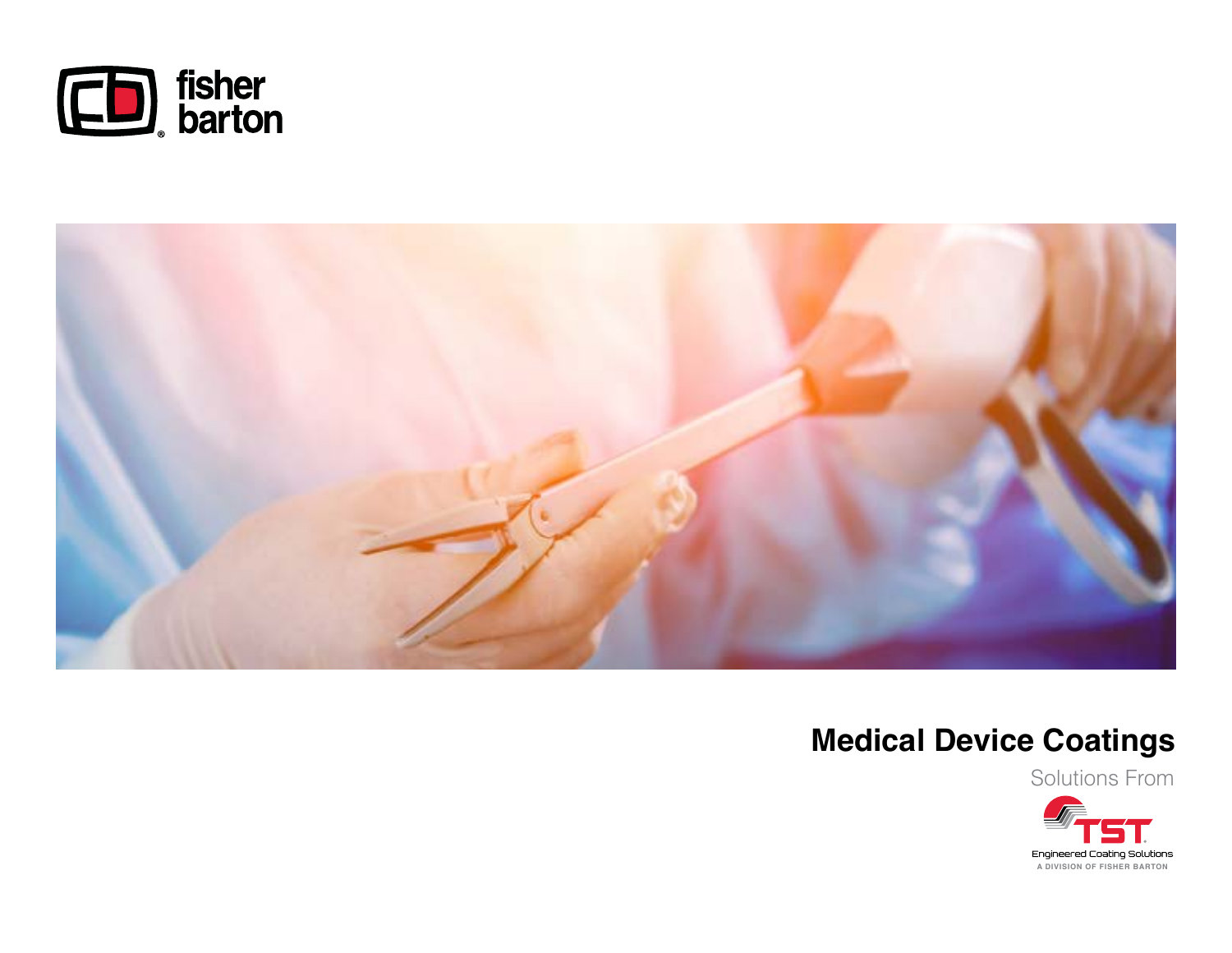fisher barton

# Medical Device Coatings

Solutions From

TST

Engineered Coating Solutions

A DIVISION OF FISHER BARTON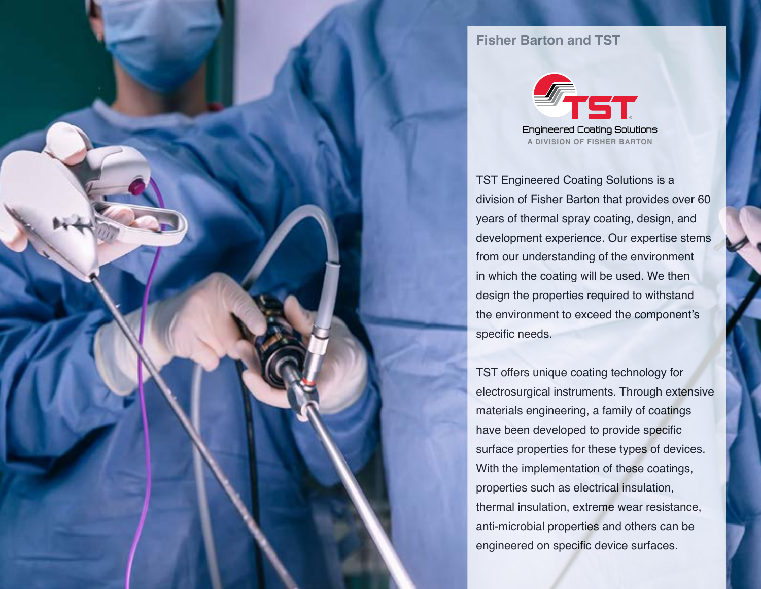## Fisher Barton and TST

TST Engineered Coating Solutions

A DIVISION OF FISHER BARTON

TST Engineered Coating Solutions is a division of Fisher Barton that provides over 60 years of thermal spray coating, design, and development experience. Our expertise stems from our understanding of the environment in which the coating will be used. We then design the properties required to withstand the environment to exceed the component's specific needs.

TST offers unique coating technology for electrosurgical instruments. Through extensive materials engineering, a family of coatings have been developed to provide specific surface properties for these types of devices. With the implementation of these coatings, properties such as electrical insulation, thermal insulation, extreme wear resistance, anti-microbial properties and others can be engineered on specific device surfaces.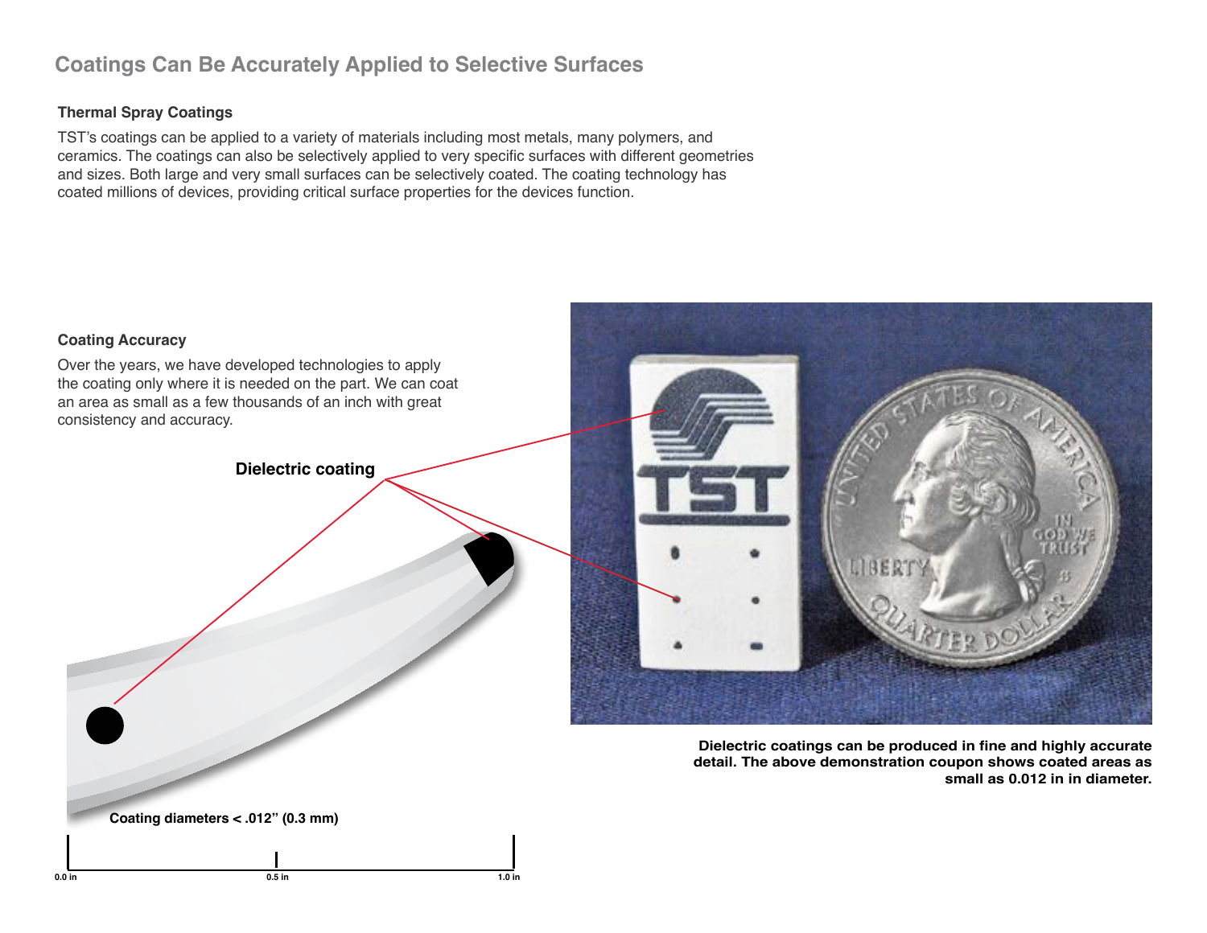## Coatings Can Be Accurately Applied to Selective Surfaces

### Thermal Spray Coatings

TST's coatings can be applied to a variety of materials including most metals, many polymers, and ceramics. The coatings can also be selectively applied to very specific surfaces with different geometries and sizes. Both large and very small surfaces can be selectively coated. The coating technology has coated millions of devices, providing critical surface properties for the devices function.

### Coating Accuracy

Over the years, we have developed technologies to apply the coating only where it is needed on the part. We can coat an area as small as a few thousands of an inch with great consistency and accuracy.

**Dielectric coating**

**Coating diameters < .012" (0.3 mm)**

0.0 in 0.5 in 1.0 in

**Dielectric coatings can be produced in fine and highly accurate detail. The above demonstration coupon shows coated areas as small as 0.012 in in diameter.**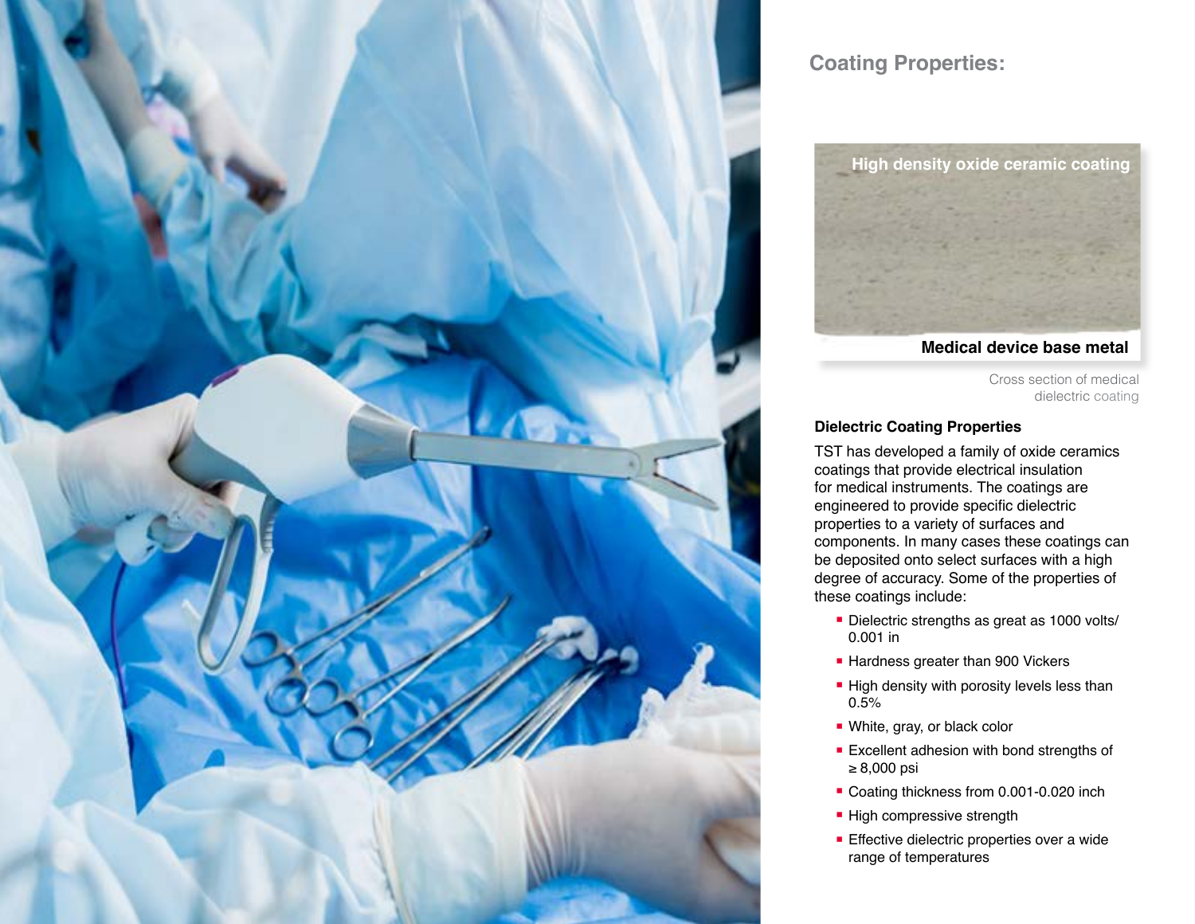## Coating Properties:

High density oxide ceramic coating

Medical device base metal

Cross section of medical dielectric coating

### Dielectric Coating Properties

TST has developed a family of oxide ceramics coatings that provide electrical insulation for medical instruments. The coatings are engineered to provide specific dielectric properties to a variety of surfaces and components. In many cases these coatings can be deposited onto select surfaces with a high degree of accuracy. Some of the properties of these coatings include:

- Dielectric strengths as great as 1000 volts/ 0.001 in
- Hardness greater than 900 Vickers
- High density with porosity levels less than 0.5%
- White, gray, or black color
- Excellent adhesion with bond strengths of ≥ 8,000 psi
- Coating thickness from 0.001-0.020 inch
- High compressive strength
- Effective dielectric properties over a wide range of temperatures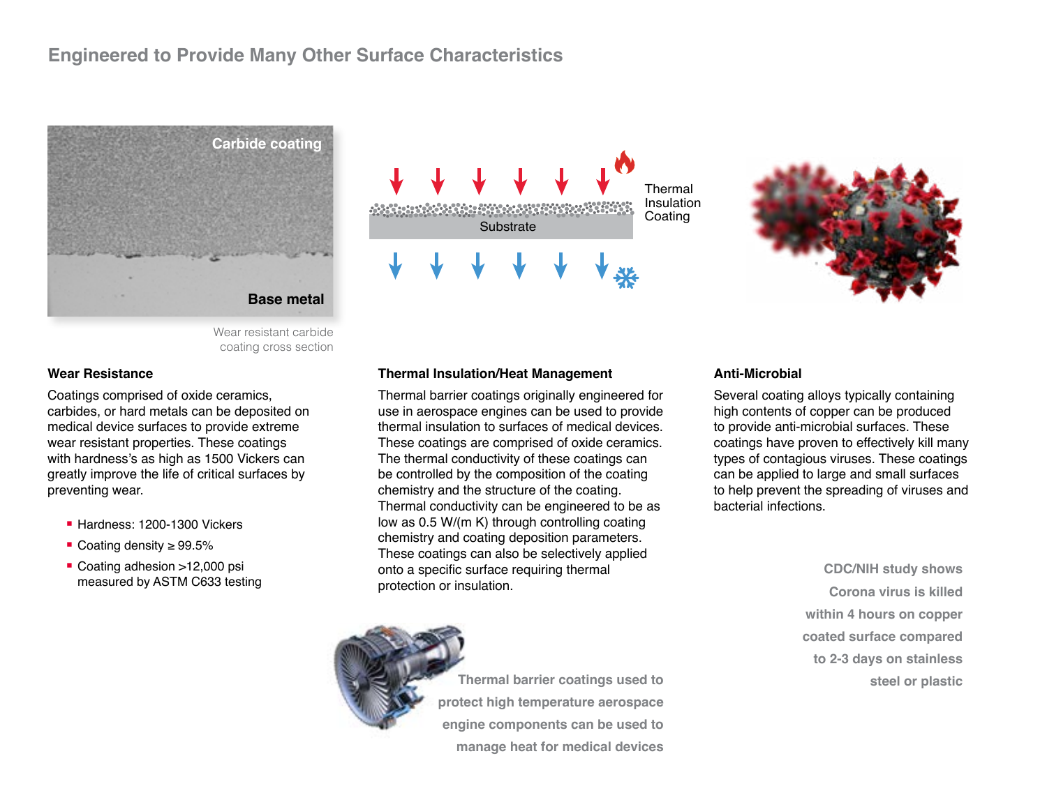## Engineered to Provide Many Other Surface Characteristics

Carbide coating

Base metal

Wear resistant carbide coating cross section

Thermal Insulation Coating

Substrate

### Wear Resistance

Coatings comprised of oxide ceramics, carbides, or hard metals can be deposited on medical device surfaces to provide extreme wear resistant properties. These coatings with hardness's as high as 1500 Vickers can greatly improve the life of critical surfaces by preventing wear.

- Hardness: 1200-1300 Vickers
- Coating density ≥ 99.5%
- Coating adhesion >12,000 psi measured by ASTM C633 testing

### Thermal Insulation/Heat Management

Thermal barrier coatings originally engineered for use in aerospace engines can be used to provide thermal insulation to surfaces of medical devices. These coatings are comprised of oxide ceramics. The thermal conductivity of these coatings can be controlled by the composition of the coating chemistry and the structure of the coating. Thermal conductivity can be engineered to be as low as 0.5 W/(m K) through controlling coating chemistry and coating deposition parameters. These coatings can also be selectively applied onto a specific surface requiring thermal protection or insulation.

**Thermal barrier coatings used to protect high temperature aerospace engine components can be used to manage heat for medical devices**

### Anti-Microbial

Several coating alloys typically containing high contents of copper can be produced to provide anti-microbial surfaces. These coatings have proven to effectively kill many types of contagious viruses. These coatings can be applied to large and small surfaces to help prevent the spreading of viruses and bacterial infections.

**CDC/NIH study shows Corona virus is killed within 4 hours on copper coated surface compared to 2-3 days on stainless steel or plastic**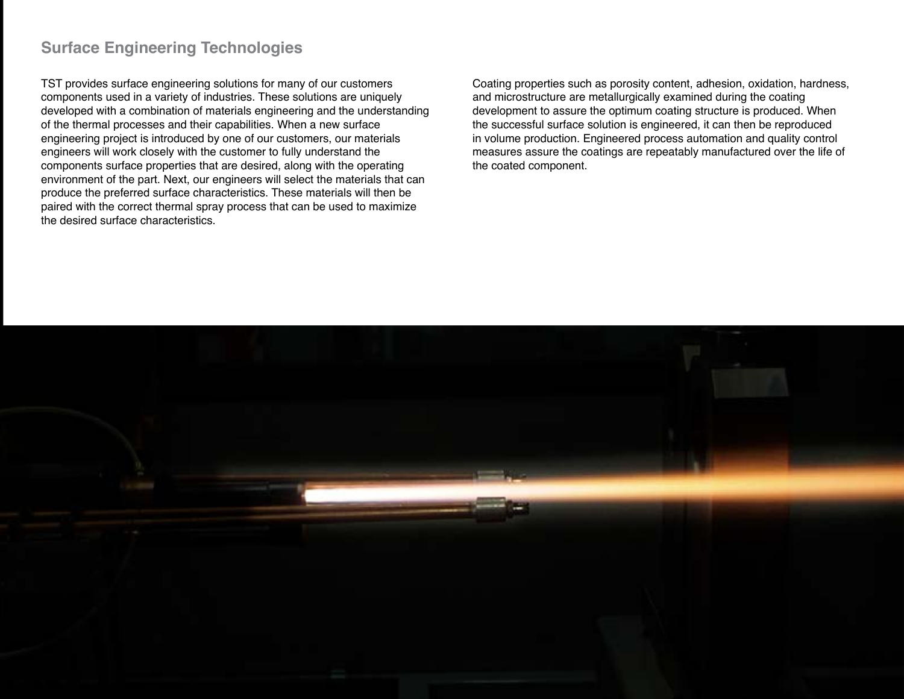## Surface Engineering Technologies

TST provides surface engineering solutions for many of our customers components used in a variety of industries. These solutions are uniquely developed with a combination of materials engineering and the understanding of the thermal processes and their capabilities. When a new surface engineering project is introduced by one of our customers, our materials engineers will work closely with the customer to fully understand the components surface properties that are desired, along with the operating environment of the part. Next, our engineers will select the materials that can produce the preferred surface characteristics. These materials will then be paired with the correct thermal spray process that can be used to maximize the desired surface characteristics.

Coating properties such as porosity content, adhesion, oxidation, hardness, and microstructure are metallurgically examined during the coating development to assure the optimum coating structure is produced. When the successful surface solution is engineered, it can then be reproduced in volume production. Engineered process automation and quality control measures assure the coatings are repeatably manufactured over the life of the coated component.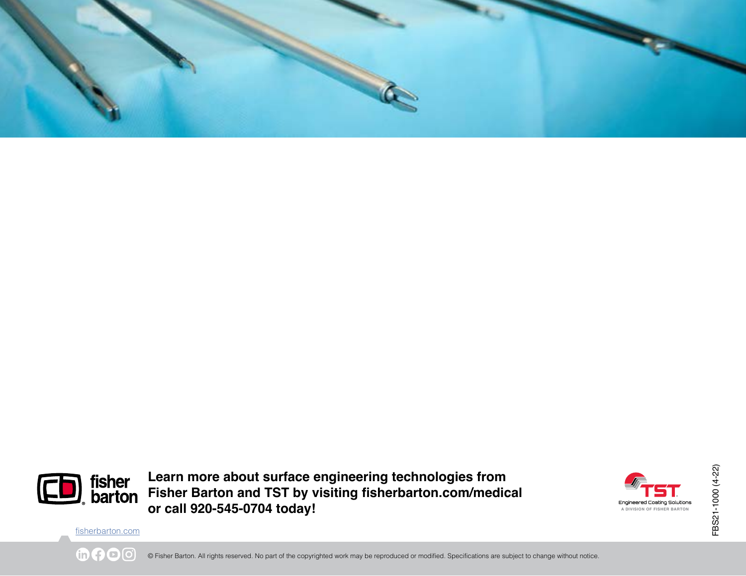**Learn more about surface engineering technologies from Fisher Barton and TST by visiting fisherbarton.com/medical or call 920-545-0704 today!**

fisherbarton.com

TST Engineered Coating Solutions
A DIVISION OF FISHER BARTON

FBS21-1000 (4-22)

© Fisher Barton. All rights reserved. No part of the copyrighted work may be reproduced or modified. Specifications are subject to change without notice.